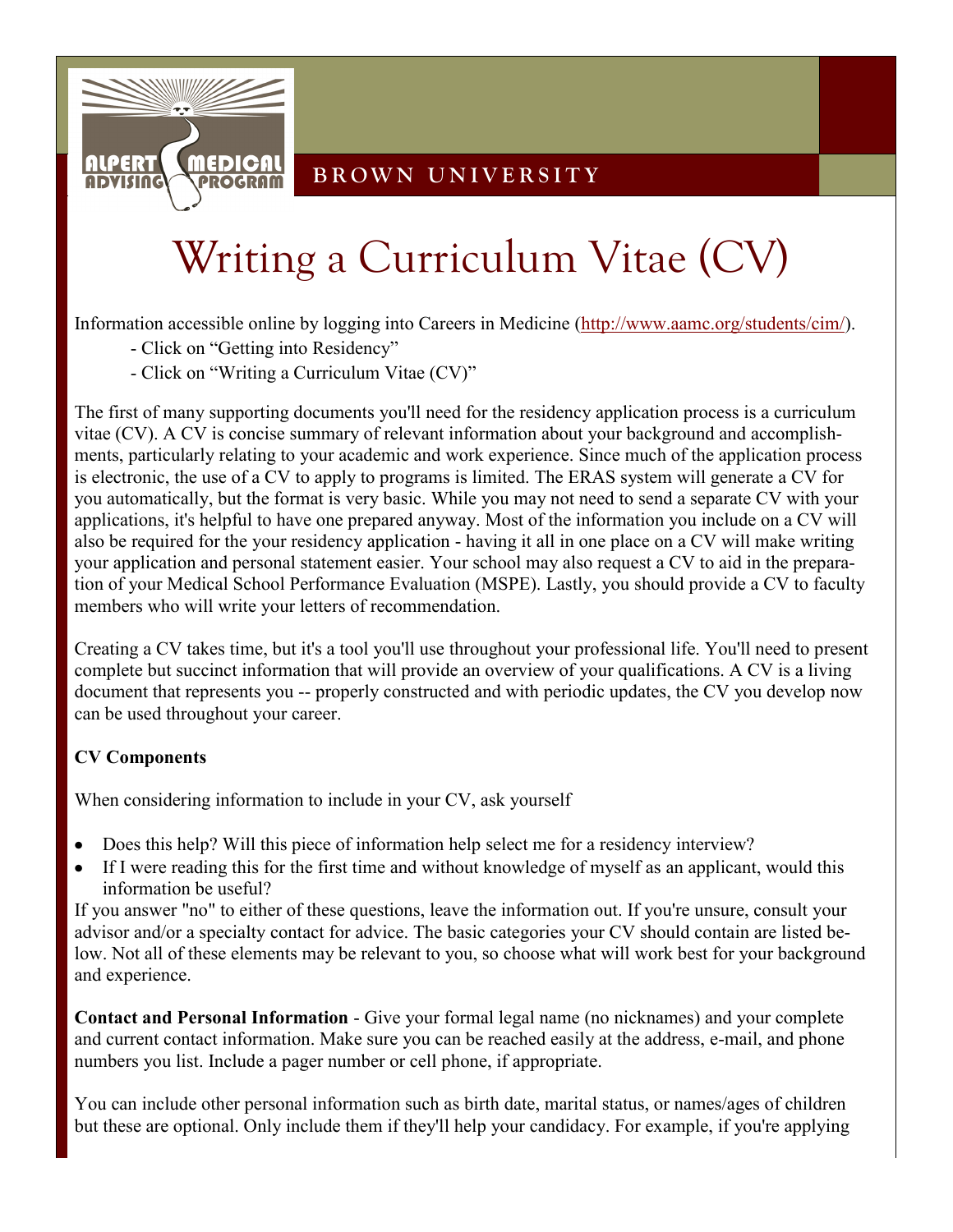BROWN UNIVERSITY

# Writing a Curriculum Vitae (CV)

Information accessible online by logging into Careers in Medicine (http://www.aamc.org/students/cim/).

- Click on "Getting into Residency"
- Click on "Writing a Curriculum Vitae (CV)"

The first of many supporting documents you'll need for the residency application process is a curriculum vitae (CV). A CV is concise summary of relevant information about your background and accomplishments, particularly relating to your academic and work experience. Since much of the application process is electronic, the use of a CV to apply to programs is limited. The ERAS system will generate a CV for you automatically, but the format is very basic. While you may not need to send a separate CV with your applications, it's helpful to have one prepared anyway. Most of the information you include on a CV will also be required for the your residency application - having it all in one place on a CV will make writing your application and personal statement easier. Your school may also request a CV to aid in the preparation of your Medical School Performance Evaluation (MSPE). Lastly, you should provide a CV to faculty members who will write your letters of recommendation.

Creating a CV takes time, but it's a tool you'll use throughout your professional life. You'll need to present complete but succinct information that will provide an overview of your qualifications. A CV is a living document that represents you -- properly constructed and with periodic updates, the CV you develop now can be used throughout your career.

**CV Components**

When considering information to include in your CV, ask yourself

- Does this help? Will this piece of information help select me for a residency interview?
- If I were reading this for the first time and without knowledge of myself as an applicant, would this information be useful?

If you answer "no" to either of these questions, leave the information out. If you're unsure, consult your advisor and/or a specialty contact for advice. The basic categories your CV should contain are listed below. Not all of these elements may be relevant to you, so choose what will work best for your background and experience.

**Contact and Personal Information** - Give your formal legal name (no nicknames) and your complete and current contact information. Make sure you can be reached easily at the address, e-mail, and phone numbers you list. Include a pager number or cell phone, if appropriate.

You can include other personal information such as birth date, marital status, or names/ages of children but these are optional. Only include them if they'll help your candidacy. For example, if you're applying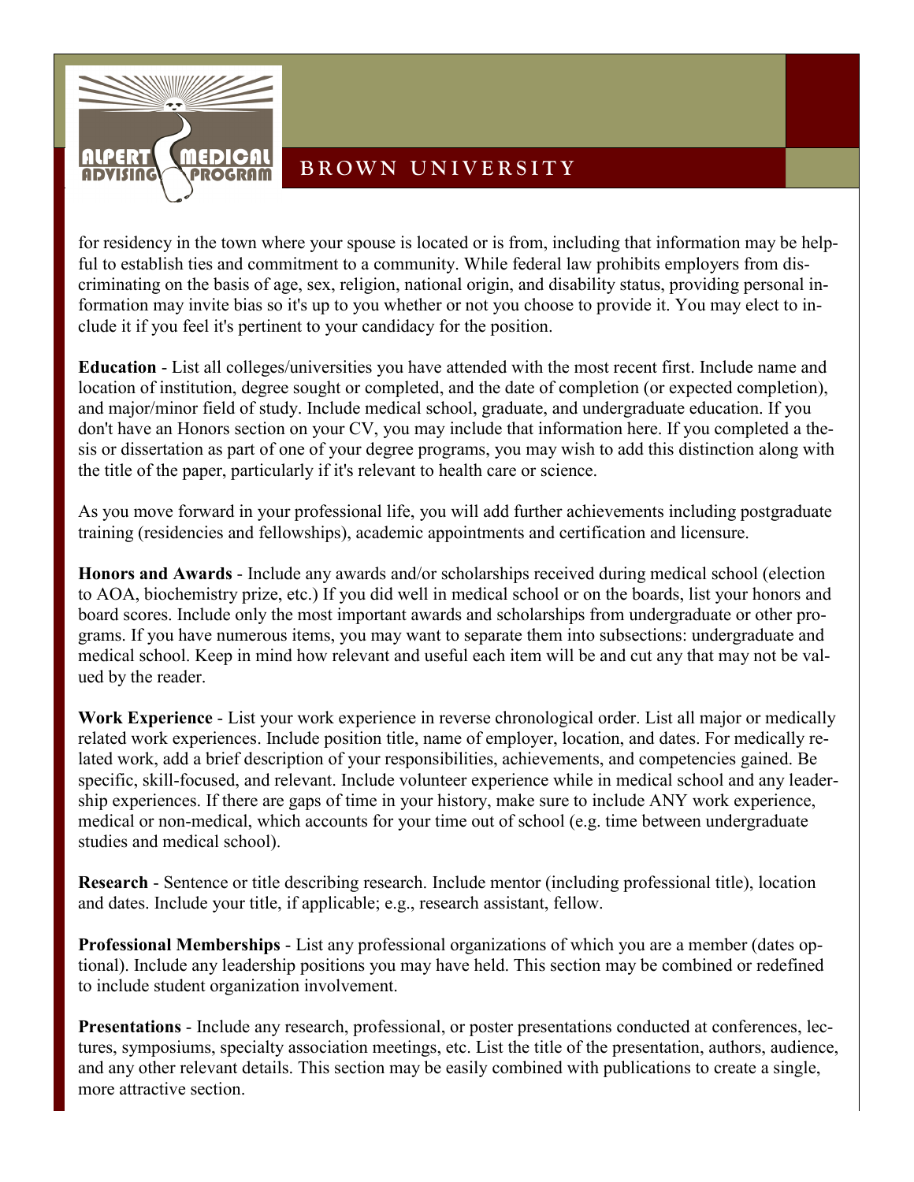for residency in the town where your spouse is located or is from, including that information may be helpful to establish ties and commitment to a community. While federal law prohibits employers from discriminating on the basis of age, sex, religion, national origin, and disability status, providing personal information may invite bias so it's up to you whether or not you choose to provide it. You may elect to include it if you feel it's pertinent to your candidacy for the position.

**Education** - List all colleges/universities you have attended with the most recent first. Include name and location of institution, degree sought or completed, and the date of completion (or expected completion), and major/minor field of study. Include medical school, graduate, and undergraduate education. If you don't have an Honors section on your CV, you may include that information here. If you completed a thesis or dissertation as part of one of your degree programs, you may wish to add this distinction along with the title of the paper, particularly if it's relevant to health care or science.

As you move forward in your professional life, you will add further achievements including postgraduate training (residencies and fellowships), academic appointments and certification and licensure.

**Honors and Awards** - Include any awards and/or scholarships received during medical school (election to AOA, biochemistry prize, etc.) If you did well in medical school or on the boards, list your honors and board scores. Include only the most important awards and scholarships from undergraduate or other programs. If you have numerous items, you may want to separate them into subsections: undergraduate and medical school. Keep in mind how relevant and useful each item will be and cut any that may not be valued by the reader.

**Work Experience** - List your work experience in reverse chronological order. List all major or medically related work experiences. Include position title, name of employer, location, and dates. For medically related work, add a brief description of your responsibilities, achievements, and competencies gained. Be specific, skill-focused, and relevant. Include volunteer experience while in medical school and any leadership experiences. If there are gaps of time in your history, make sure to include ANY work experience, medical or non-medical, which accounts for your time out of school (e.g. time between undergraduate studies and medical school).

**Research** - Sentence or title describing research. Include mentor (including professional title), location and dates. Include your title, if applicable; e.g., research assistant, fellow.

**Professional Memberships** - List any professional organizations of which you are a member (dates optional). Include any leadership positions you may have held. This section may be combined or redefined to include student organization involvement.

**Presentations** - Include any research, professional, or poster presentations conducted at conferences, lectures, symposiums, specialty association meetings, etc. List the title of the presentation, authors, audience, and any other relevant details. This section may be easily combined with publications to create a single, more attractive section.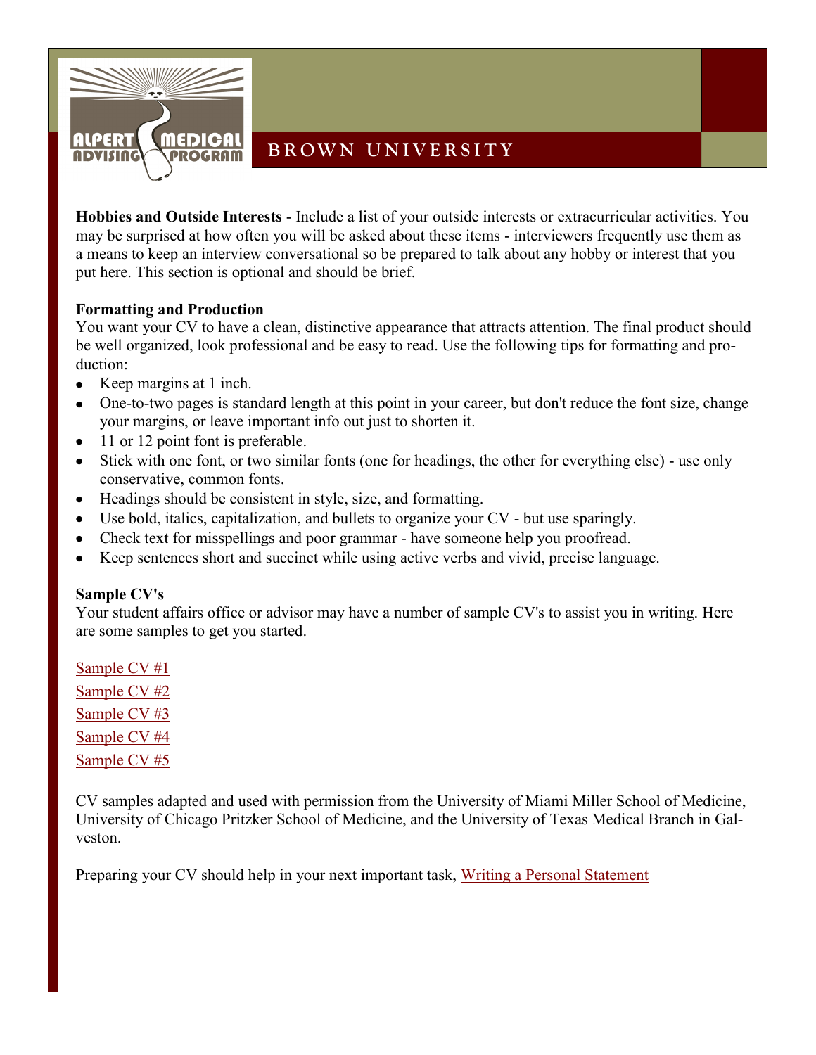**Hobbies and Outside Interests** - Include a list of your outside interests or extracurricular activities. You may be surprised at how often you will be asked about these items - interviewers frequently use them as a means to keep an interview conversational so be prepared to talk about any hobby or interest that you put here. This section is optional and should be brief.

**Formatting and Production**

You want your CV to have a clean, distinctive appearance that attracts attention. The final product should be well organized, look professional and be easy to read. Use the following tips for formatting and production:

- Keep margins at 1 inch.
- One-to-two pages is standard length at this point in your career, but don't reduce the font size, change your margins, or leave important info out just to shorten it.
- 11 or 12 point font is preferable.
- Stick with one font, or two similar fonts (one for headings, the other for everything else) - use only conservative, common fonts.
- Headings should be consistent in style, size, and formatting.
- Use bold, italics, capitalization, and bullets to organize your CV - but use sparingly.
- Check text for misspellings and poor grammar - have someone help you proofread.
- Keep sentences short and succinct while using active verbs and vivid, precise language.

**Sample CV's**

Your student affairs office or advisor may have a number of sample CV's to assist you in writing. Here are some samples to get you started.

Sample CV #1

Sample CV #2

Sample CV #3

Sample CV #4

Sample CV #5

CV samples adapted and used with permission from the University of Miami Miller School of Medicine, University of Chicago Pritzker School of Medicine, and the University of Texas Medical Branch in Galveston.

Preparing your CV should help in your next important task, Writing a Personal Statement